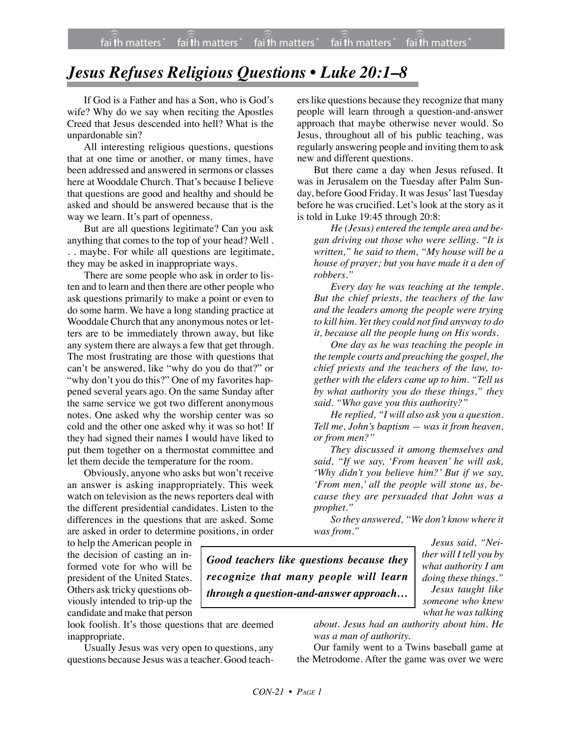# *Jesus Refuses Religious Questions • Luke 20:1–8*

If God is a Father and has a Son, who is God's wife? Why do we say when reciting the Apostles Creed that Jesus descended into hell? What is the unpardonable sin?

All interesting religious questions, questions that at one time or another, or many times, have been addressed and answered in sermons or classes here at Wooddale Church. That's because I believe that questions are good and healthy and should be asked and should be answered because that is the way we learn. It's part of openness.

But are all questions legitimate? Can you ask anything that comes to the top of your head? Well . . . maybe. For while all questions are legitimate, they may be asked in inappropriate ways.

There are some people who ask in order to listen and to learn and then there are other people who ask questions primarily to make a point or even to do some harm. We have a long standing practice at Wooddale Church that any anonymous notes or letters are to be immediately thrown away, but like any system there are always a few that get through. The most frustrating are those with questions that can't be answered, like "why do you do that?" or "why don't you do this?" One of my favorites happened several years ago. On the same Sunday after the same service we got two different anonymous notes. One asked why the worship center was so cold and the other one asked why it was so hot! If they had signed their names I would have liked to put them together on a thermostat committee and let them decide the temperature for the room.

Obviously, anyone who asks but won't receive an answer is asking inappropriately. This week watch on television as the news reporters deal with the different presidential candidates. Listen to the differences in the questions that are asked. Some are asked in order to determine positions, in order to help the American people in the decision of casting an informed vote for who will be president of the United States. Others ask tricky questions obviously intended to trip-up the candidate and make that person look foolish. It's those questions that are deemed inappropriate.

Usually Jesus was very open to questions, any questions because Jesus was a teacher. Good teachers like questions because they recognize that many people will learn through a question-and-answer approach that maybe otherwise never would. So Jesus, throughout all of his public teaching, was regularly answering people and inviting them to ask new and different questions.

But there came a day when Jesus refused. It was in Jerusalem on the Tuesday after Palm Sunday, before Good Friday. It was Jesus' last Tuesday before he was crucified. Let's look at the story as it is told in Luke 19:45 through 20:8:

> *He (Jesus) entered the temple area and began driving out those who were selling. "It is written," he said to them, "My house will be a house of prayer; but you have made it a den of robbers."*
>
> *Every day he was teaching at the temple. But the chief priests, the teachers of the law and the leaders among the people were trying to kill him. Yet they could not find anyway to do it, because all the people hung on His words.*
>
> *One day as he was teaching the people in the temple courts and preaching the gospel, the chief priests and the teachers of the law, together with the elders came up to him. "Tell us by what authority you do these things," they said. "Who gave you this authority?"*
>
> *He replied, "I will also ask you a question. Tell me, John's baptism — was it from heaven, or from men?"*
>
> *They discussed it among themselves and said, "If we say, 'From heaven' he will ask, 'Why didn't you believe him?' But if we say, 'From men,' all the people will stone us, because they are persuaded that John was a prophet."*
>
> *So they answered, "We don't know where it was from."*
>
> *Jesus said, "Neither will I tell you by what authority I am doing these things."*
>
> *Jesus taught like someone who knew what he was talking about. Jesus had an authority about him. He was a man of authority.*

> ***Good teachers like questions because they recognize that many people will learn through a question-and-answer approach…***

Our family went to a Twins baseball game at the Metrodome. After the game was over we were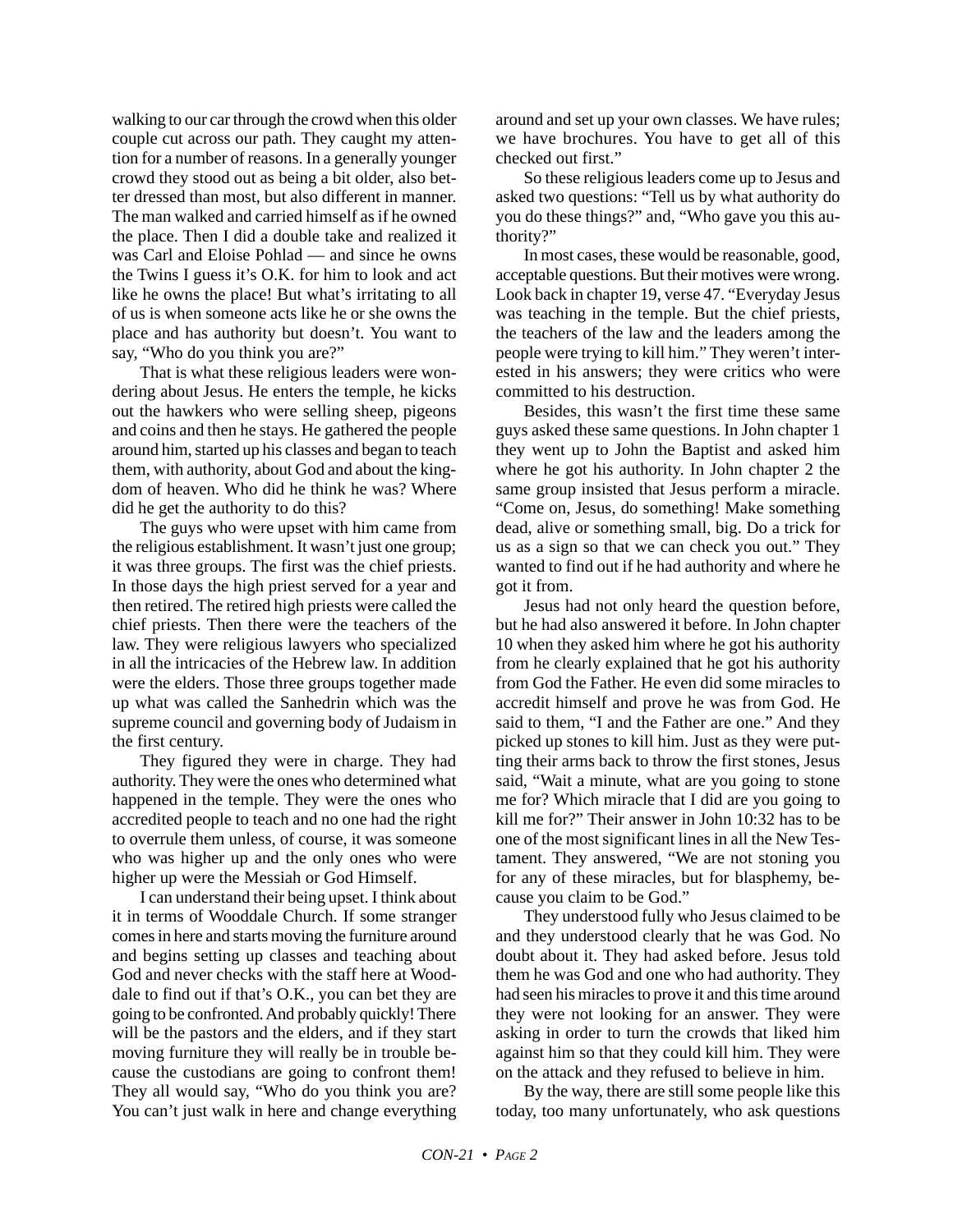walking to our car through the crowd when this older couple cut across our path. They caught my attention for a number of reasons. In a generally younger crowd they stood out as being a bit older, also better dressed than most, but also different in manner. The man walked and carried himself as if he owned the place. Then I did a double take and realized it was Carl and Eloise Pohlad — and since he owns the Twins I guess it's O.K. for him to look and act like he owns the place! But what's irritating to all of us is when someone acts like he or she owns the place and has authority but doesn't. You want to say, "Who do you think you are?"

That is what these religious leaders were wondering about Jesus. He enters the temple, he kicks out the hawkers who were selling sheep, pigeons and coins and then he stays. He gathered the people around him, started up his classes and began to teach them, with authority, about God and about the kingdom of heaven. Who did he think he was? Where did he get the authority to do this?

The guys who were upset with him came from the religious establishment. It wasn't just one group; it was three groups. The first was the chief priests. In those days the high priest served for a year and then retired. The retired high priests were called the chief priests. Then there were the teachers of the law. They were religious lawyers who specialized in all the intricacies of the Hebrew law. In addition were the elders. Those three groups together made up what was called the Sanhedrin which was the supreme council and governing body of Judaism in the first century.

They figured they were in charge. They had authority. They were the ones who determined what happened in the temple. They were the ones who accredited people to teach and no one had the right to overrule them unless, of course, it was someone who was higher up and the only ones who were higher up were the Messiah or God Himself.

I can understand their being upset. I think about it in terms of Wooddale Church. If some stranger comes in here and starts moving the furniture around and begins setting up classes and teaching about God and never checks with the staff here at Wooddale to find out if that's O.K., you can bet they are going to be confronted. And probably quickly! There will be the pastors and the elders, and if they start moving furniture they will really be in trouble because the custodians are going to confront them! They all would say, "Who do you think you are? You can't just walk in here and change everything around and set up your own classes. We have rules; we have brochures. You have to get all of this checked out first."

So these religious leaders come up to Jesus and asked two questions: "Tell us by what authority do you do these things?" and, "Who gave you this authority?"

In most cases, these would be reasonable, good, acceptable questions. But their motives were wrong. Look back in chapter 19, verse 47. "Everyday Jesus was teaching in the temple. But the chief priests, the teachers of the law and the leaders among the people were trying to kill him." They weren't interested in his answers; they were critics who were committed to his destruction.

Besides, this wasn't the first time these same guys asked these same questions. In John chapter 1 they went up to John the Baptist and asked him where he got his authority. In John chapter 2 the same group insisted that Jesus perform a miracle. "Come on, Jesus, do something! Make something dead, alive or something small, big. Do a trick for us as a sign so that we can check you out." They wanted to find out if he had authority and where he got it from.

Jesus had not only heard the question before, but he had also answered it before. In John chapter 10 when they asked him where he got his authority from he clearly explained that he got his authority from God the Father. He even did some miracles to accredit himself and prove he was from God. He said to them, "I and the Father are one." And they picked up stones to kill him. Just as they were putting their arms back to throw the first stones, Jesus said, "Wait a minute, what are you going to stone me for? Which miracle that I did are you going to kill me for?" Their answer in John 10:32 has to be one of the most significant lines in all the New Testament. They answered, "We are not stoning you for any of these miracles, but for blasphemy, because you claim to be God."

They understood fully who Jesus claimed to be and they understood clearly that he was God. No doubt about it. They had asked before. Jesus told them he was God and one who had authority. They had seen his miracles to prove it and this time around they were not looking for an answer. They were asking in order to turn the crowds that liked him against him so that they could kill him. They were on the attack and they refused to believe in him.

By the way, there are still some people like this today, too many unfortunately, who ask questions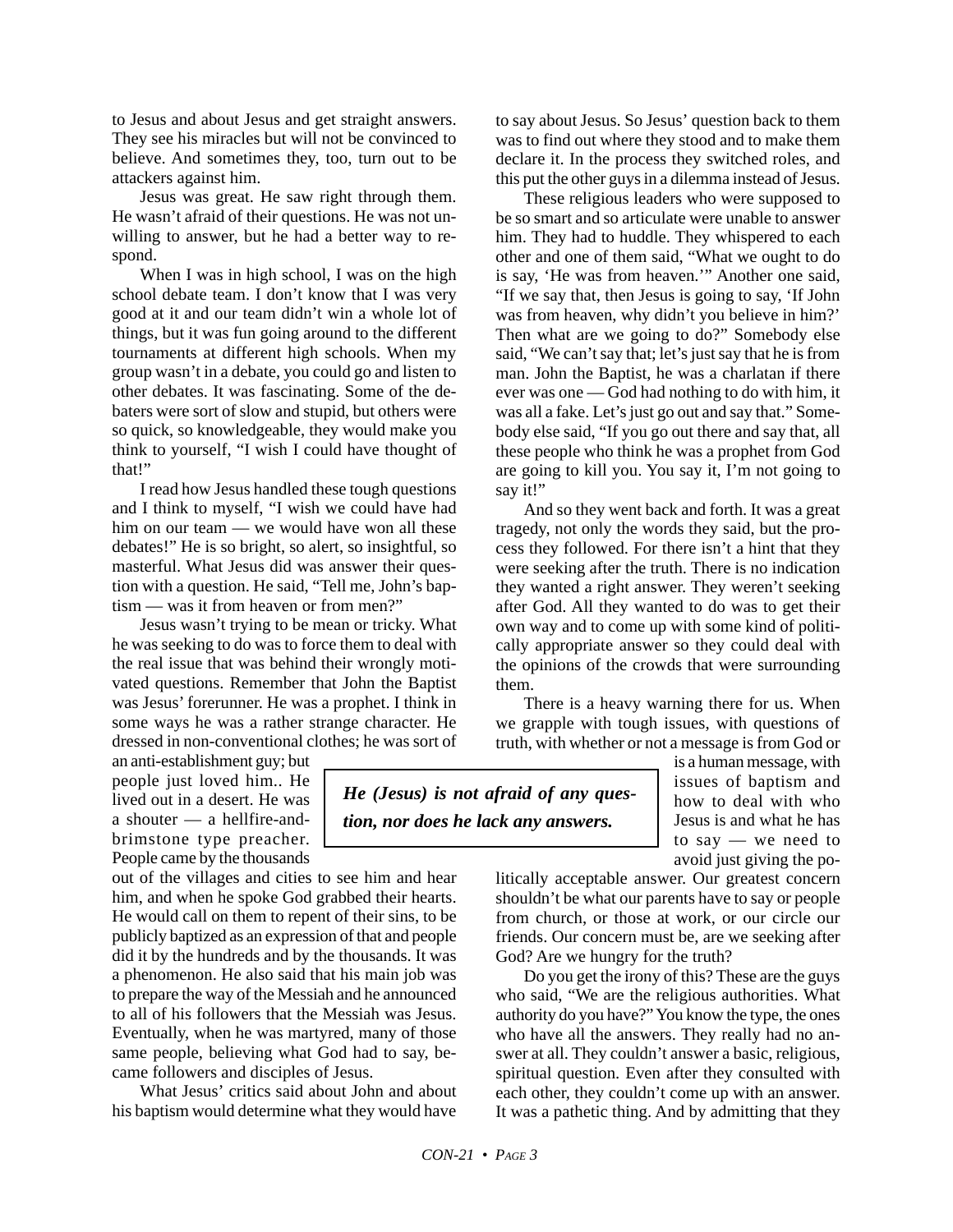to Jesus and about Jesus and get straight answers. They see his miracles but will not be convinced to believe. And sometimes they, too, turn out to be attackers against him.

Jesus was great. He saw right through them. He wasn't afraid of their questions. He was not unwilling to answer, but he had a better way to respond.

When I was in high school, I was on the high school debate team. I don't know that I was very good at it and our team didn't win a whole lot of things, but it was fun going around to the different tournaments at different high schools. When my group wasn't in a debate, you could go and listen to other debates. It was fascinating. Some of the debaters were sort of slow and stupid, but others were so quick, so knowledgeable, they would make you think to yourself, "I wish I could have thought of that!"

I read how Jesus handled these tough questions and I think to myself, "I wish we could have had him on our team — we would have won all these debates!" He is so bright, so alert, so insightful, so masterful. What Jesus did was answer their question with a question. He said, "Tell me, John's baptism — was it from heaven or from men?"

Jesus wasn't trying to be mean or tricky. What he was seeking to do was to force them to deal with the real issue that was behind their wrongly motivated questions. Remember that John the Baptist was Jesus' forerunner. He was a prophet. I think in some ways he was a rather strange character. He dressed in non-conventional clothes; he was sort of an anti-establishment guy; but people just loved him.. He lived out in a desert. He was a shouter — a hellfire-and-brimstone type preacher. People came by the thousands out of the villages and cities to see him and hear him, and when he spoke God grabbed their hearts. He would call on them to repent of their sins, to be publicly baptized as an expression of that and people did it by the hundreds and by the thousands. It was a phenomenon. He also said that his main job was to prepare the way of the Messiah and he announced to all of his followers that the Messiah was Jesus. Eventually, when he was martyred, many of those same people, believing what God had to say, became followers and disciples of Jesus.

What Jesus' critics said about John and about his baptism would determine what they would have to say about Jesus. So Jesus' question back to them was to find out where they stood and to make them declare it. In the process they switched roles, and this put the other guys in a dilemma instead of Jesus.

These religious leaders who were supposed to be so smart and so articulate were unable to answer him. They had to huddle. They whispered to each other and one of them said, "What we ought to do is say, 'He was from heaven.'" Another one said, "If we say that, then Jesus is going to say, 'If John was from heaven, why didn't you believe in him?' Then what are we going to do?" Somebody else said, "We can't say that; let's just say that he is from man. John the Baptist, he was a charlatan if there ever was one — God had nothing to do with him, it was all a fake. Let's just go out and say that." Somebody else said, "If you go out there and say that, all these people who think he was a prophet from God are going to kill you. You say it, I'm not going to say it!"

And so they went back and forth. It was a great tragedy, not only the words they said, but the process they followed. For there isn't a hint that they were seeking after the truth. There is no indication they wanted a right answer. They weren't seeking after God. All they wanted to do was to get their own way and to come up with some kind of politically appropriate answer so they could deal with the opinions of the crowds that were surrounding them.

***He (Jesus) is not afraid of any question, nor does he lack any answers.***

There is a heavy warning there for us. When we grapple with tough issues, with questions of truth, with whether or not a message is from God or is a human message, with issues of baptism and how to deal with who Jesus is and what he has to say — we need to avoid just giving the politically acceptable answer. Our greatest concern shouldn't be what our parents have to say or people from church, or those at work, or our circle our friends. Our concern must be, are we seeking after God? Are we hungry for the truth?

Do you get the irony of this? These are the guys who said, "We are the religious authorities. What authority do you have?" You know the type, the ones who have all the answers. They really had no answer at all. They couldn't answer a basic, religious, spiritual question. Even after they consulted with each other, they couldn't come up with an answer. It was a pathetic thing. And by admitting that they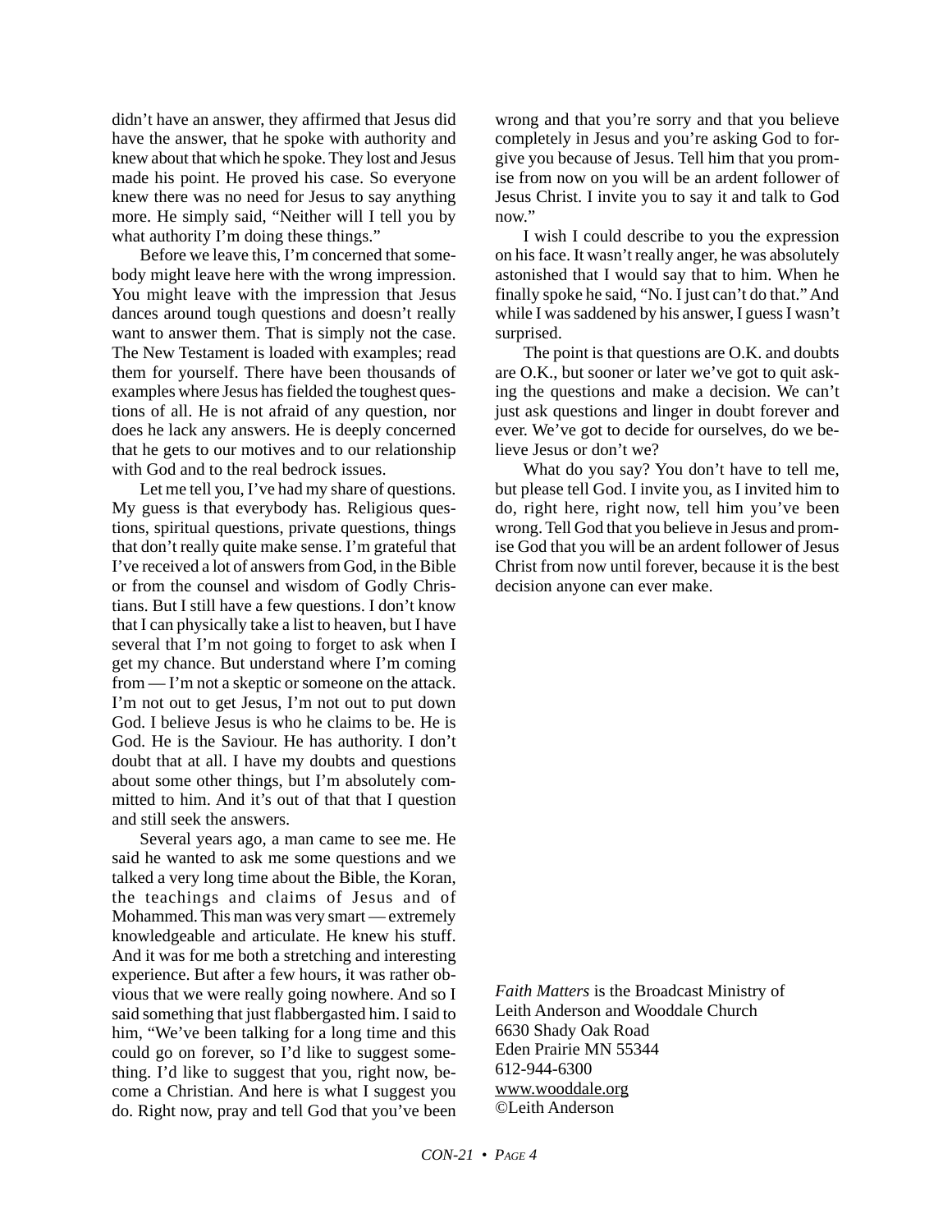didn't have an answer, they affirmed that Jesus did have the answer, that he spoke with authority and knew about that which he spoke. They lost and Jesus made his point. He proved his case. So everyone knew there was no need for Jesus to say anything more. He simply said, "Neither will I tell you by what authority I'm doing these things."

Before we leave this, I'm concerned that somebody might leave here with the wrong impression. You might leave with the impression that Jesus dances around tough questions and doesn't really want to answer them. That is simply not the case. The New Testament is loaded with examples; read them for yourself. There have been thousands of examples where Jesus has fielded the toughest questions of all. He is not afraid of any question, nor does he lack any answers. He is deeply concerned that he gets to our motives and to our relationship with God and to the real bedrock issues.

Let me tell you, I've had my share of questions. My guess is that everybody has. Religious questions, spiritual questions, private questions, things that don't really quite make sense. I'm grateful that I've received a lot of answers from God, in the Bible or from the counsel and wisdom of Godly Christians. But I still have a few questions. I don't know that I can physically take a list to heaven, but I have several that I'm not going to forget to ask when I get my chance. But understand where I'm coming from — I'm not a skeptic or someone on the attack. I'm not out to get Jesus, I'm not out to put down God. I believe Jesus is who he claims to be. He is God. He is the Saviour. He has authority. I don't doubt that at all. I have my doubts and questions about some other things, but I'm absolutely committed to him. And it's out of that that I question and still seek the answers.

Several years ago, a man came to see me. He said he wanted to ask me some questions and we talked a very long time about the Bible, the Koran, the teachings and claims of Jesus and of Mohammed. This man was very smart — extremely knowledgeable and articulate. He knew his stuff. And it was for me both a stretching and interesting experience. But after a few hours, it was rather obvious that we were really going nowhere. And so I said something that just flabbergasted him. I said to him, "We've been talking for a long time and this could go on forever, so I'd like to suggest something. I'd like to suggest that you, right now, become a Christian. And here is what I suggest you do. Right now, pray and tell God that you've been wrong and that you're sorry and that you believe completely in Jesus and you're asking God to forgive you because of Jesus. Tell him that you promise from now on you will be an ardent follower of Jesus Christ. I invite you to say it and talk to God now."

I wish I could describe to you the expression on his face. It wasn't really anger, he was absolutely astonished that I would say that to him. When he finally spoke he said, "No. I just can't do that." And while I was saddened by his answer, I guess I wasn't surprised.

The point is that questions are O.K. and doubts are O.K., but sooner or later we've got to quit asking the questions and make a decision. We can't just ask questions and linger in doubt forever and ever. We've got to decide for ourselves, do we believe Jesus or don't we?

What do you say? You don't have to tell me, but please tell God. I invite you, as I invited him to do, right here, right now, tell him you've been wrong. Tell God that you believe in Jesus and promise God that you will be an ardent follower of Jesus Christ from now until forever, because it is the best decision anyone can ever make.

*Faith Matters* is the Broadcast Ministry of
Leith Anderson and Wooddale Church
6630 Shady Oak Road
Eden Prairie MN 55344
612-944-6300
www.wooddale.org
©Leith Anderson